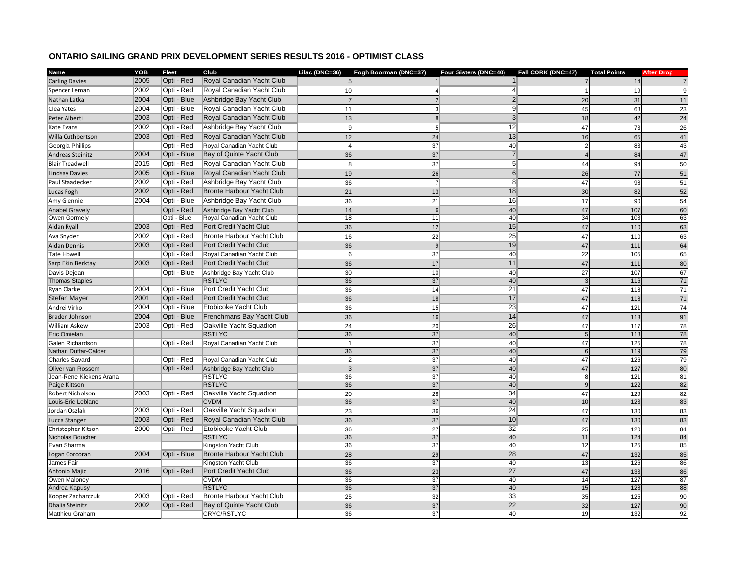# ONTARIO SAILING GRAND PRIX DEVELOPMENT SERIES RESULTS 2016 - OPTIMIST CLASS

| Name | YOB | Fleet | Club | Lilac (DNC=36) | Fogh Boorman (DNC=37) | Four Sisters (DNC=40) | Fall CORK (DNC=47) | Total Points | After Drop |
|---|---|---|---|---|---|---|---|---|---|
| Carling Davies | 2005 | Opti - Red | Royal Canadian Yacht Club | 5 | 1 | 1 | 7 | 14 | 7 |
| Spencer Leman | 2002 | Opti - Red | Royal Canadian Yacht Club | 10 | 4 | 4 | 1 | 19 | 9 |
| Nathan Latka | 2004 | Opti - Blue | Ashbridge Bay Yacht Club | 7 | 2 | 2 | 20 | 31 | 11 |
| Clea Yates | 2004 | Opti - Blue | Royal Canadian Yacht Club | 11 | 3 | 9 | 45 | 68 | 23 |
| Peter Alberti | 2003 | Opti - Red | Royal Canadian Yacht Club | 13 | 8 | 3 | 18 | 42 | 24 |
| Kate Evans | 2002 | Opti - Red | Ashbridge Bay Yacht Club | 9 | 5 | 12 | 47 | 73 | 26 |
| Willa Cuthbertson | 2003 | Opti - Red | Royal Canadian Yacht Club | 12 | 24 | 13 | 16 | 65 | 41 |
| Georgia Phillips | | Opti - Red | Royal Canadian Yacht Club | 4 | 37 | 40 | 2 | 83 | 43 |
| Andreas Steinitz | 2004 | Opti - Blue | Bay of Quinte Yacht Club | 36 | 37 | 7 | 4 | 84 | 47 |
| Blair Treadwell | 2015 | Opti - Red | Royal Canadian Yacht Club | 8 | 37 | 5 | 44 | 94 | 50 |
| Lindsay Davies | 2005 | Opti - Blue | Royal Canadian Yacht Club | 19 | 26 | 6 | 26 | 77 | 51 |
| Paul Staadecker | 2002 | Opti - Red | Ashbridge Bay Yacht Club | 36 | 7 | 8 | 47 | 98 | 51 |
| Lucas Fogh | 2002 | Opti - Red | Bronte Harbour Yacht Club | 21 | 13 | 18 | 30 | 82 | 52 |
| Amy Glennie | 2004 | Opti - Blue | Ashbridge Bay Yacht Club | 36 | 21 | 16 | 17 | 90 | 54 |
| Anabel Gravely | | Opti - Red | Ashbridge Bay Yacht Club | 14 | 6 | 40 | 47 | 107 | 60 |
| Owen Gormely | | Opti - Blue | Royal Canadian Yacht Club | 18 | 11 | 40 | 34 | 103 | 63 |
| Aidan Ryall | 2003 | Opti - Red | Port Credit Yacht Club | 36 | 12 | 15 | 47 | 110 | 63 |
| Ava Snyder | 2002 | Opti - Red | Bronte Harbour Yacht Club | 16 | 22 | 25 | 47 | 110 | 63 |
| Aidan Dennis | 2003 | Opti - Red | Port Credit Yacht Club | 36 | 9 | 19 | 47 | 111 | 64 |
| Tate Howell | | Opti - Red | Royal Canadian Yacht Club | 6 | 37 | 40 | 22 | 105 | 65 |
| Sarp Ekin Berktay | 2003 | Opti - Red | Port Credit Yacht Club | 36 | 17 | 11 | 47 | 111 | 80 |
| Davis Dejean | | Opti - Blue | Ashbridge Bay Yacht Club | 30 | 10 | 40 | 27 | 107 | 67 |
| Thomas Staples | | | RSTLYC | 36 | 37 | 40 | 3 | 116 | 71 |
| Ryan Clarke | 2004 | Opti - Blue | Port Credit Yacht Club | 36 | 14 | 21 | 47 | 118 | 71 |
| Stefan Mayer | 2001 | Opti - Red | Port Credit Yacht Club | 36 | 18 | 17 | 47 | 118 | 71 |
| Andrei Virko | 2004 | Opti - Blue | Etobicoke Yacht Club | 36 | 15 | 23 | 47 | 121 | 74 |
| Braden Johnson | 2004 | Opti - Blue | Frenchmans Bay Yacht Club | 36 | 16 | 14 | 47 | 113 | 91 |
| William Askew | 2003 | Opti - Red | Oakville Yacht Squadron | 24 | 20 | 26 | 47 | 117 | 78 |
| Eric Omielan | | | RSTLYC | 36 | 37 | 40 | 5 | 118 | 78 |
| Galen Richardson | | Opti - Red | Royal Canadian Yacht Club | 1 | 37 | 40 | 47 | 125 | 78 |
| Nathan Duffar-Calder | | | | 36 | 37 | 40 | 6 | 119 | 79 |
| Charles Savard | | Opti - Red | Royal Canadian Yacht Club | 2 | 37 | 40 | 47 | 126 | 79 |
| Oliver van Rossem | | Opti - Red | Ashbridge Bay Yacht Club | 3 | 37 | 40 | 47 | 127 | 80 |
| Jean-Rene Kiekens Arana | | | RSTLYC | 36 | 37 | 40 | 8 | 121 | 81 |
| Paige Kittson | | | RSTLYC | 36 | 37 | 40 | 9 | 122 | 82 |
| Robert Nicholson | 2003 | Opti - Red | Oakville Yacht Squadron | 20 | 28 | 34 | 47 | 129 | 82 |
| Louis-Eric Leblanc | | | CVDM | 36 | 37 | 40 | 10 | 123 | 83 |
| Jordan Oszlak | 2003 | Opti - Red | Oakville Yacht Squadron | 23 | 36 | 24 | 47 | 130 | 83 |
| Lucca Stanger | 2003 | Opti - Red | Royal Canadian Yacht Club | 36 | 37 | 10 | 47 | 130 | 83 |
| Christopher Kitson | 2000 | Opti - Red | Etobicoke Yacht Club | 36 | 27 | 32 | 25 | 120 | 84 |
| Nicholas Boucher | | | RSTLYC | 36 | 37 | 40 | 11 | 124 | 84 |
| Evan Sharma | | | Kingston Yacht Club | 36 | 37 | 40 | 12 | 125 | 85 |
| Logan Corcoran | 2004 | Opti - Blue | Bronte Harbour Yacht Club | 28 | 29 | 28 | 47 | 132 | 85 |
| James Fair | | | Kingston Yacht Club | 36 | 37 | 40 | 13 | 126 | 86 |
| Antonio Majic | 2016 | Opti - Red | Port Credit Yacht Club | 36 | 23 | 27 | 47 | 133 | 86 |
| Owen Maloney | | | CVDM | 36 | 37 | 40 | 14 | 127 | 87 |
| Andrea Kapusy | | | RSTLYC | 36 | 37 | 40 | 15 | 128 | 88 |
| Kooper Zacharczuk | 2003 | Opti - Red | Bronte Harbour Yacht Club | 25 | 32 | 33 | 35 | 125 | 90 |
| Dhalia Steinitz | 2002 | Opti - Red | Bay of Quinte Yacht Club | 36 | 37 | 22 | 32 | 127 | 90 |
| Matthieu Graham | | | CRYC/RSTLYC | 36 | 37 | 40 | 19 | 132 | 92 |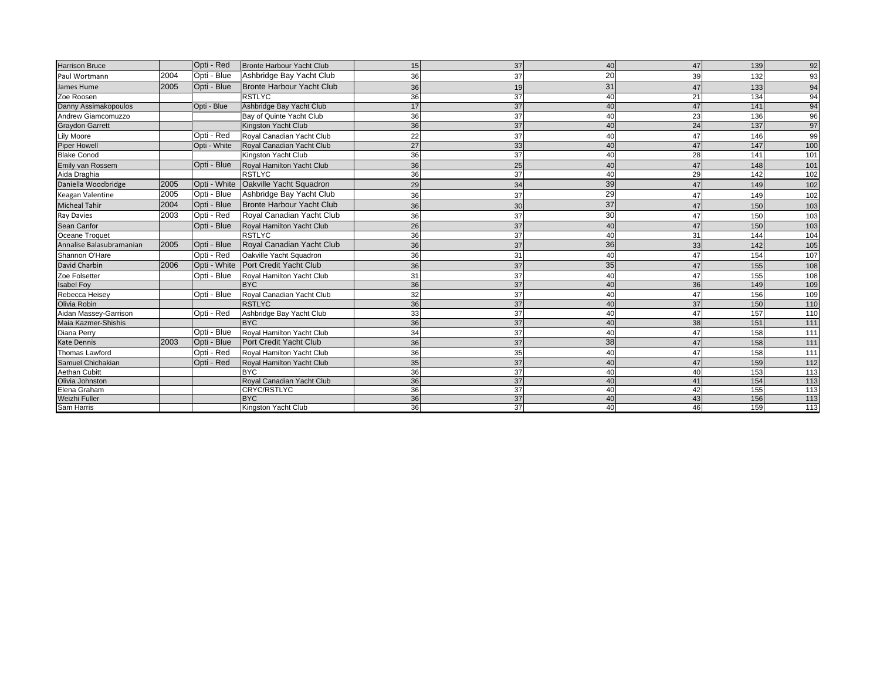| | | | | | | | | | |
|---|---|---|---|---|---|---|---|---|---|
| Harrison Bruce | | Opti - Red | Bronte Harbour Yacht Club | 15 | 37 | 40 | 47 | 139 | 92 |
| Paul Wortmann | 2004 | Opti - Blue | Ashbridge Bay Yacht Club | 36 | 37 | 20 | 39 | 132 | 93 |
| James Hume | 2005 | Opti - Blue | Bronte Harbour Yacht Club | 36 | 19 | 31 | 47 | 133 | 94 |
| Zoe Roosen | | | RSTLYC | 36 | 37 | 40 | 21 | 134 | 94 |
| Danny Assimakopoulos | | Opti - Blue | Ashbridge Bay Yacht Club | 17 | 37 | 40 | 47 | 141 | 94 |
| Andrew Giamcomuzzo | | | Bay of Quinte Yacht Club | 36 | 37 | 40 | 23 | 136 | 96 |
| Graydon Garrett | | | Kingston Yacht Club | 36 | 37 | 40 | 24 | 137 | 97 |
| Lily Moore | | Opti - Red | Royal Canadian Yacht Club | 22 | 37 | 40 | 47 | 146 | 99 |
| Piper Howell | | Opti - White | Royal Canadian Yacht Club | 27 | 33 | 40 | 47 | 147 | 100 |
| Blake Conod | | | Kingston Yacht Club | 36 | 37 | 40 | 28 | 141 | 101 |
| Emily van Rossem | | Opti - Blue | Royal Hamilton Yacht Club | 36 | 25 | 40 | 47 | 148 | 101 |
| Aida Draghia | | | RSTLYC | 36 | 37 | 40 | 29 | 142 | 102 |
| Daniella Woodbridge | 2005 | Opti - White | Oakville Yacht Squadron | 29 | 34 | 39 | 47 | 149 | 102 |
| Keagan Valentine | 2005 | Opti - Blue | Ashbridge Bay Yacht Club | 36 | 37 | 29 | 47 | 149 | 102 |
| Micheal Tahir | 2004 | Opti - Blue | Bronte Harbour Yacht Club | 36 | 30 | 37 | 47 | 150 | 103 |
| Ray Davies | 2003 | Opti - Red | Royal Canadian Yacht Club | 36 | 37 | 30 | 47 | 150 | 103 |
| Sean Canfor | | Opti - Blue | Royal Hamilton Yacht Club | 26 | 37 | 40 | 47 | 150 | 103 |
| Oceane Troquet | | | RSTLYC | 36 | 37 | 40 | 31 | 144 | 104 |
| Annalise Balasubramanian | 2005 | Opti - Blue | Royal Canadian Yacht Club | 36 | 37 | 36 | 33 | 142 | 105 |
| Shannon O'Hare | | Opti - Red | Oakville Yacht Squadron | 36 | 31 | 40 | 47 | 154 | 107 |
| David Charbin | 2006 | Opti - White | Port Credit Yacht Club | 36 | 37 | 35 | 47 | 155 | 108 |
| Zoe Folsetter | | Opti - Blue | Royal Hamilton Yacht Club | 31 | 37 | 40 | 47 | 155 | 108 |
| Isabel Foy | | | BYC | 36 | 37 | 40 | 36 | 149 | 109 |
| Rebecca Heisey | | Opti - Blue | Royal Canadian Yacht Club | 32 | 37 | 40 | 47 | 156 | 109 |
| Olivia Robin | | | RSTLYC | 36 | 37 | 40 | 37 | 150 | 110 |
| Aidan Massey-Garrison | | Opti - Red | Ashbridge Bay Yacht Club | 33 | 37 | 40 | 47 | 157 | 110 |
| Maia Kazmer-Shishis | | | BYC | 36 | 37 | 40 | 38 | 151 | 111 |
| Diana Perry | | Opti - Blue | Royal Hamilton Yacht Club | 34 | 37 | 40 | 47 | 158 | 111 |
| Kate Dennis | 2003 | Opti - Blue | Port Credit Yacht Club | 36 | 37 | 38 | 47 | 158 | 111 |
| Thomas Lawford | | Opti - Red | Royal Hamilton Yacht Club | 36 | 35 | 40 | 47 | 158 | 111 |
| Samuel Chichakian | | Opti - Red | Royal Hamilton Yacht Club | 35 | 37 | 40 | 47 | 159 | 112 |
| Aethan Cubitt | | | BYC | 36 | 37 | 40 | 40 | 153 | 113 |
| Olivia Johnston | | | Royal Canadian Yacht Club | 36 | 37 | 40 | 41 | 154 | 113 |
| Elena Graham | | | CRYC/RSTLYC | 36 | 37 | 40 | 42 | 155 | 113 |
| Weizhi Fuller | | | BYC | 36 | 37 | 40 | 43 | 156 | 113 |
| Sam Harris | | | Kingston Yacht Club | 36 | 37 | 40 | 46 | 159 | 113 |